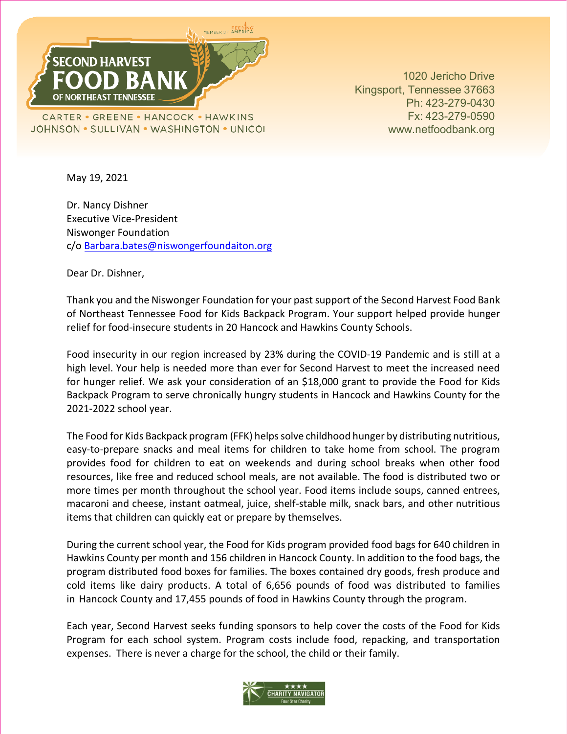SECOND HARVEST FOOD BANK OF NORTHEAST TENNESSEE

MEMBER OF FEEDING AMERICA

CARTER • GREENE • HANCOCK • HAWKINS
JOHNSON • SULLIVAN • WASHINGTON • UNICOI

1020 Jericho Drive
Kingsport, Tennessee 37663
Ph: 423-279-0430
Fx: 423-279-0590
www.netfoodbank.org

May 19, 2021

Dr. Nancy Dishner
Executive Vice-President
Niswonger Foundation
c/o Barbara.bates@niswongerfoundaiton.org

Dear Dr. Dishner,

Thank you and the Niswonger Foundation for your past support of the Second Harvest Food Bank of Northeast Tennessee Food for Kids Backpack Program. Your support helped provide hunger relief for food-insecure students in 20 Hancock and Hawkins County Schools.

Food insecurity in our region increased by 23% during the COVID-19 Pandemic and is still at a high level. Your help is needed more than ever for Second Harvest to meet the increased need for hunger relief. We ask your consideration of an $18,000 grant to provide the Food for Kids Backpack Program to serve chronically hungry students in Hancock and Hawkins County for the 2021-2022 school year.

The Food for Kids Backpack program (FFK) helps solve childhood hunger by distributing nutritious, easy-to-prepare snacks and meal items for children to take home from school. The program provides food for children to eat on weekends and during school breaks when other food resources, like free and reduced school meals, are not available. The food is distributed two or more times per month throughout the school year. Food items include soups, canned entrees, macaroni and cheese, instant oatmeal, juice, shelf-stable milk, snack bars, and other nutritious items that children can quickly eat or prepare by themselves.

During the current school year, the Food for Kids program provided food bags for 640 children in Hawkins County per month and 156 children in Hancock County. In addition to the food bags, the program distributed food boxes for families. The boxes contained dry goods, fresh produce and cold items like dairy products. A total of 6,656 pounds of food was distributed to families in Hancock County and 17,455 pounds of food in Hawkins County through the program.

Each year, Second Harvest seeks funding sponsors to help cover the costs of the Food for Kids Program for each school system. Program costs include food, repacking, and transportation expenses. There is never a charge for the school, the child or their family.

★★★★ CHARITY NAVIGATOR Four Star Charity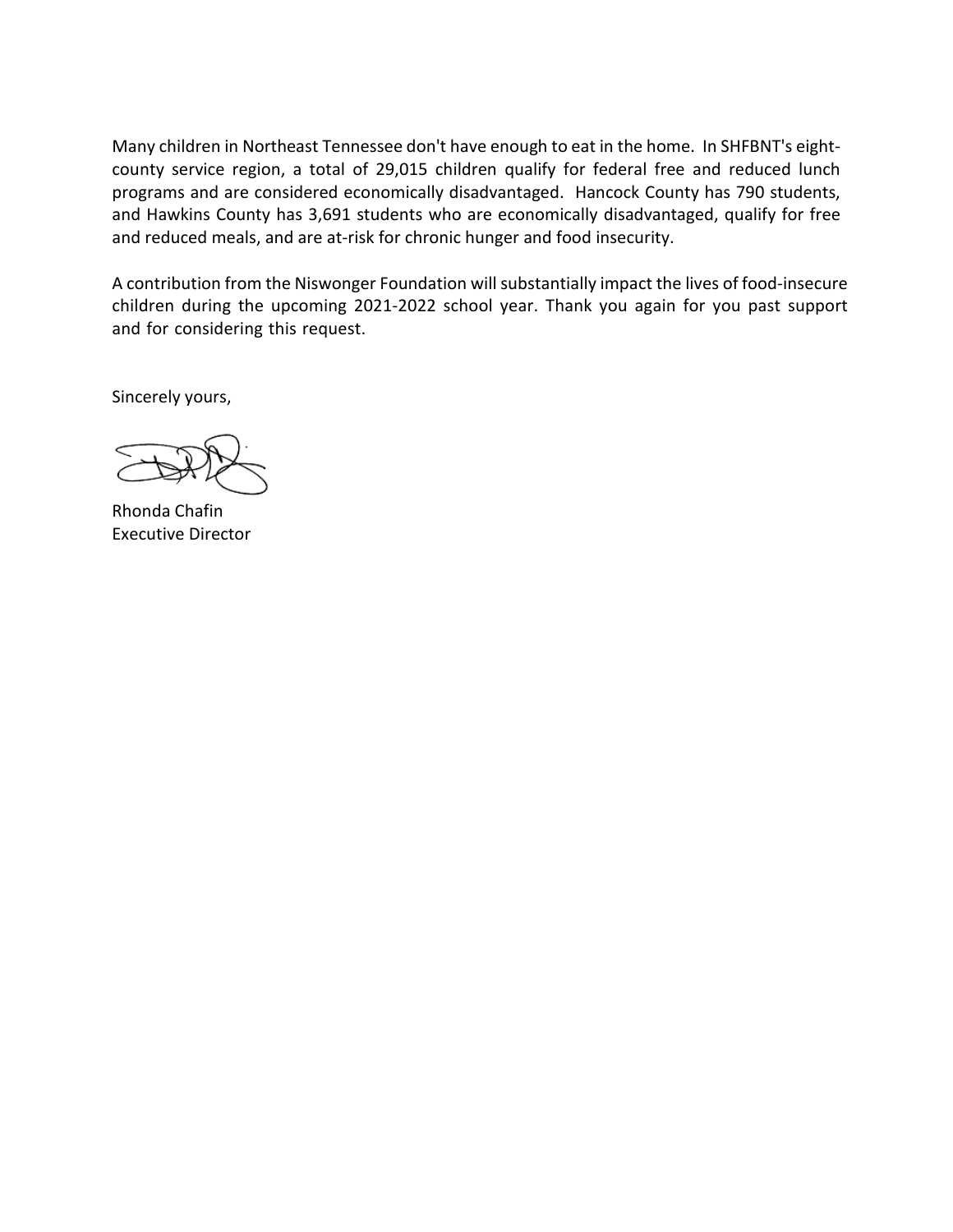Many children in Northeast Tennessee don't have enough to eat in the home. In SHFBNT's eight-county service region, a total of 29,015 children qualify for federal free and reduced lunch programs and are considered economically disadvantaged. Hancock County has 790 students, and Hawkins County has 3,691 students who are economically disadvantaged, qualify for free and reduced meals, and are at-risk for chronic hunger and food insecurity.

A contribution from the Niswonger Foundation will substantially impact the lives of food-insecure children during the upcoming 2021-2022 school year. Thank you again for you past support and for considering this request.

Sincerely yours,

Rhonda Chafin
Executive Director